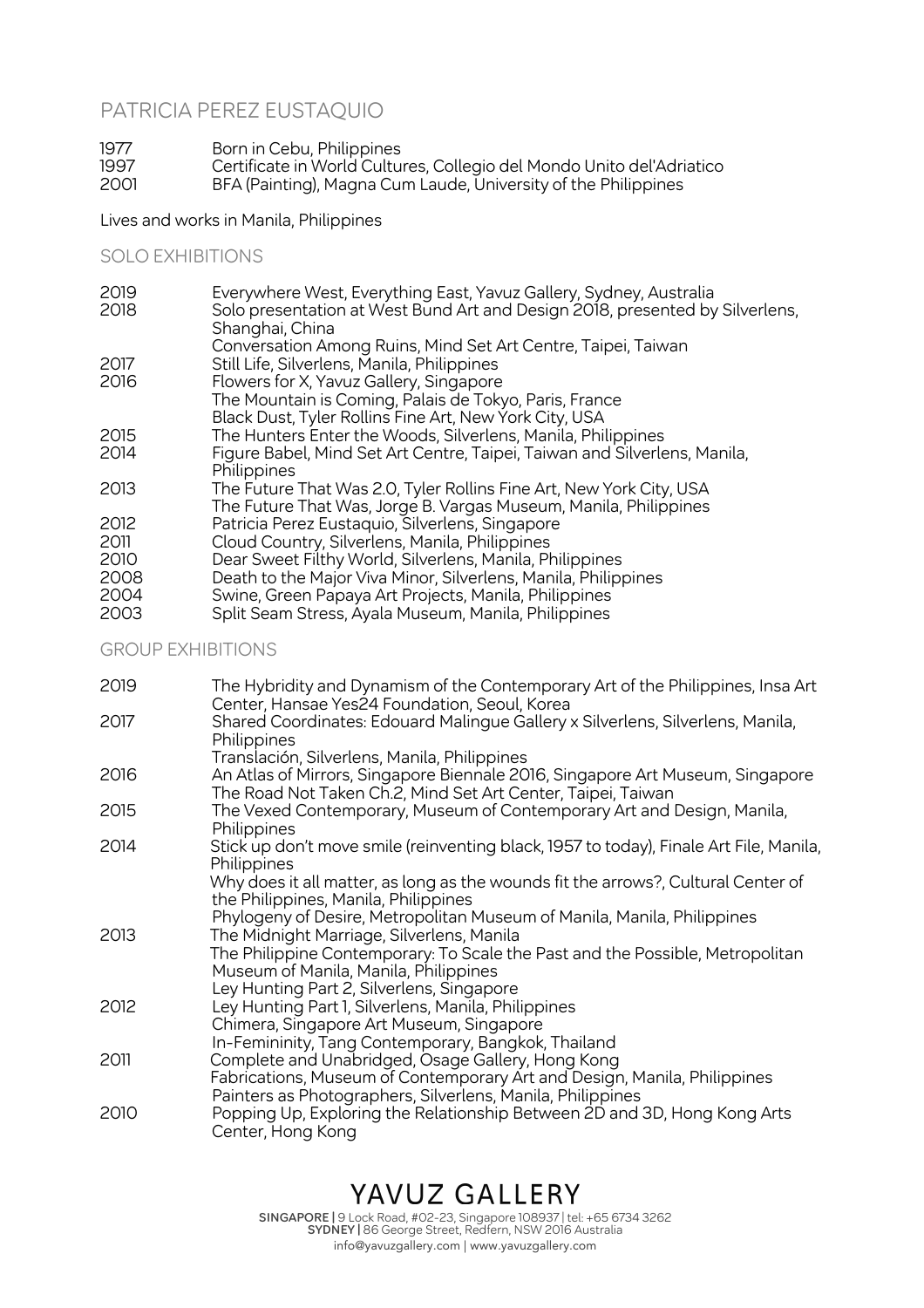# PATRICIA PEREZ EUSTAQUIO

| | |
|---|---|
| 1977 | Born in Cebu, Philippines |
| 1997 | Certificate in World Cultures, Collegio del Mondo Unito del'Adriatico |
| 2001 | BFA (Painting), Magna Cum Laude, University of the Philippines |

Lives and works in Manila, Philippines

## SOLO EXHIBITIONS

| | |
|---|---|
| 2019 | Everywhere West, Everything East, Yavuz Gallery, Sydney, Australia |
| 2018 | Solo presentation at West Bund Art and Design 2018, presented by Silverlens, Shanghai, China |
| | Conversation Among Ruins, Mind Set Art Centre, Taipei, Taiwan |
| 2017 | Still Life, Silverlens, Manila, Philippines |
| 2016 | Flowers for X, Yavuz Gallery, Singapore |
| | The Mountain is Coming, Palais de Tokyo, Paris, France |
| | Black Dust, Tyler Rollins Fine Art, New York City, USA |
| 2015 | The Hunters Enter the Woods, Silverlens, Manila, Philippines |
| 2014 | Figure Babel, Mind Set Art Centre, Taipei, Taiwan and Silverlens, Manila, Philippines |
| 2013 | The Future That Was 2.0, Tyler Rollins Fine Art, New York City, USA |
| | The Future That Was, Jorge B. Vargas Museum, Manila, Philippines |
| 2012 | Patricia Perez Eustaquio, Silverlens, Singapore |
| 2011 | Cloud Country, Silverlens, Manila, Philippines |
| 2010 | Dear Sweet Filthy World, Silverlens, Manila, Philippines |
| 2008 | Death to the Major Viva Minor, Silverlens, Manila, Philippines |
| 2004 | Swine, Green Papaya Art Projects, Manila, Philippines |
| 2003 | Split Seam Stress, Ayala Museum, Manila, Philippines |

## GROUP EXHIBITIONS

| | |
|---|---|
| 2019 | The Hybridity and Dynamism of the Contemporary Art of the Philippines, Insa Art Center, Hansae Yes24 Foundation, Seoul, Korea |
| 2017 | Shared Coordinates: Edouard Malingue Gallery x Silverlens, Silverlens, Manila, Philippines |
| | Translación, Silverlens, Manila, Philippines |
| 2016 | An Atlas of Mirrors, Singapore Biennale 2016, Singapore Art Museum, Singapore |
| | The Road Not Taken Ch.2, Mind Set Art Center, Taipei, Taiwan |
| 2015 | The Vexed Contemporary, Museum of Contemporary Art and Design, Manila, Philippines |
| 2014 | Stick up don't move smile (reinventing black, 1957 to today), Finale Art File, Manila, Philippines |
| | Why does it all matter, as long as the wounds fit the arrows?, Cultural Center of the Philippines, Manila, Philippines |
| | Phylogeny of Desire, Metropolitan Museum of Manila, Manila, Philippines |
| 2013 | The Midnight Marriage, Silverlens, Manila |
| | The Philippine Contemporary: To Scale the Past and the Possible, Metropolitan Museum of Manila, Manila, Philippines |
| | Ley Hunting Part 2, Silverlens, Singapore |
| 2012 | Ley Hunting Part 1, Silverlens, Manila, Philippines |
| | Chimera, Singapore Art Museum, Singapore |
| | In-Femininity, Tang Contemporary, Bangkok, Thailand |
| 2011 | Complete and Unabridged, Osage Gallery, Hong Kong |
| | Fabrications, Museum of Contemporary Art and Design, Manila, Philippines |
| | Painters as Photographers, Silverlens, Manila, Philippines |
| 2010 | Popping Up, Exploring the Relationship Between 2D and 3D, Hong Kong Arts Center, Hong Kong |

YAVUZ GALLERY

**SINGAPORE |** 9 Lock Road, #02-23, Singapore 108937 | tel: +65 6734 3262
**SYDNEY |** 86 George Street, Redfern, NSW 2016 Australia
info@yavuzgallery.com | www.yavuzgallery.com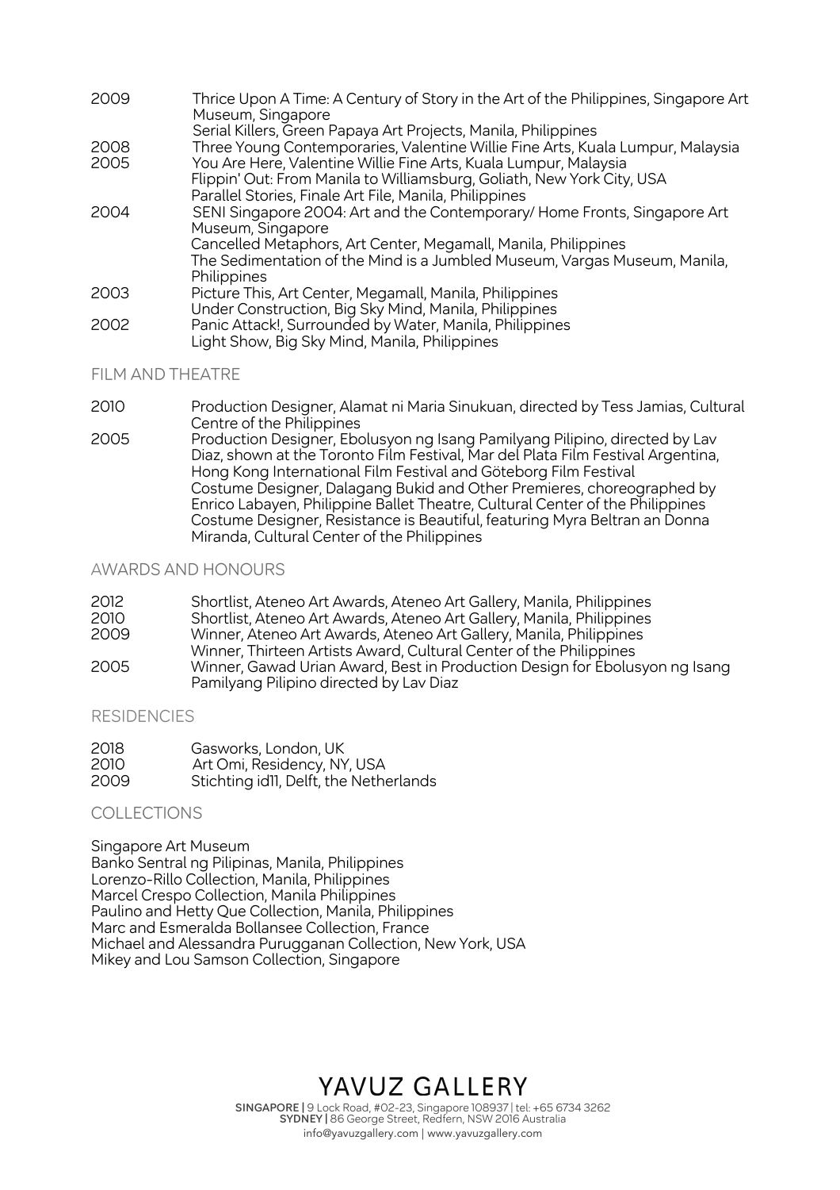2009 Thrice Upon A Time: A Century of Story in the Art of the Philippines, Singapore Art Museum, Singapore
Serial Killers, Green Papaya Art Projects, Manila, Philippines

2008 Three Young Contemporaries, Valentine Willie Fine Arts, Kuala Lumpur, Malaysia

2005 You Are Here, Valentine Willie Fine Arts, Kuala Lumpur, Malaysia
Flippin' Out: From Manila to Williamsburg, Goliath, New York City, USA
Parallel Stories, Finale Art File, Manila, Philippines

2004 SENI Singapore 2004: Art and the Contemporary/ Home Fronts, Singapore Art Museum, Singapore
Cancelled Metaphors, Art Center, Megamall, Manila, Philippines
The Sedimentation of the Mind is a Jumbled Museum, Vargas Museum, Manila, Philippines

2003 Picture This, Art Center, Megamall, Manila, Philippines
Under Construction, Big Sky Mind, Manila, Philippines

2002 Panic Attack!, Surrounded by Water, Manila, Philippines
Light Show, Big Sky Mind, Manila, Philippines

## FILM AND THEATRE

2010 Production Designer, Alamat ni Maria Sinukuan, directed by Tess Jamias, Cultural Centre of the Philippines

2005 Production Designer, Ebolusyon ng Isang Pamilyang Pilipino, directed by Lav Diaz, shown at the Toronto Film Festival, Mar del Plata Film Festival Argentina, Hong Kong International Film Festival and Göteborg Film Festival
Costume Designer, Dalagang Bukid and Other Premieres, choreographed by Enrico Labayen, Philippine Ballet Theatre, Cultural Center of the Philippines
Costume Designer, Resistance is Beautiful, featuring Myra Beltran an Donna Miranda, Cultural Center of the Philippines

## AWARDS AND HONOURS

2012 Shortlist, Ateneo Art Awards, Ateneo Art Gallery, Manila, Philippines

2010 Shortlist, Ateneo Art Awards, Ateneo Art Gallery, Manila, Philippines

2009 Winner, Ateneo Art Awards, Ateneo Art Gallery, Manila, Philippines
Winner, Thirteen Artists Award, Cultural Center of the Philippines

2005 Winner, Gawad Urian Award, Best in Production Design for Ebolusyon ng Isang Pamilyang Pilipino directed by Lav Diaz

## RESIDENCIES

2018 Gasworks, London, UK

2010 Art Omi, Residency, NY, USA

2009 Stichting id11, Delft, the Netherlands

## COLLECTIONS

Singapore Art Museum
Banko Sentral ng Pilipinas, Manila, Philippines
Lorenzo-Rillo Collection, Manila, Philippines
Marcel Crespo Collection, Manila Philippines
Paulino and Hetty Que Collection, Manila, Philippines
Marc and Esmeralda Bollansee Collection, France
Michael and Alessandra Purugganan Collection, New York, USA
Mikey and Lou Samson Collection, Singapore

YAVUZ GALLERY
**SINGAPORE |** 9 Lock Road, #02-23, Singapore 108937 | tel: +65 6734 3262
**SYDNEY |** 86 George Street, Redfern, NSW 2016 Australia
info@yavuzgallery.com | www.yavuzgallery.com